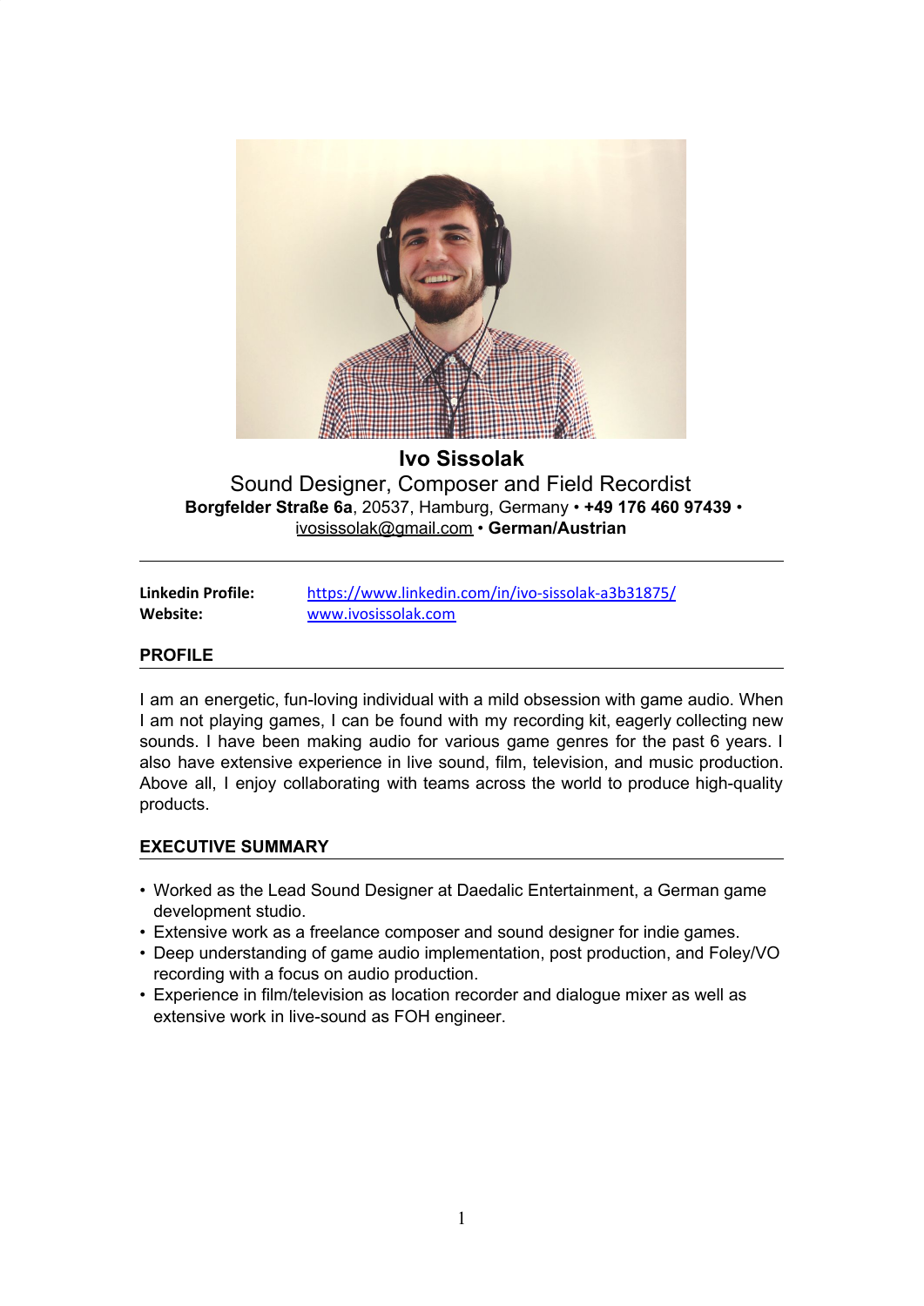# Ivo Sissolak

Sound Designer, Composer and Field Recordist

**Borgfelder Straße 6a**, 20537, Hamburg, Germany • **+49 176 460 97439** • ivosissolak@gmail.com • **German/Austrian**

---

**Linkedin Profile:** https://www.linkedin.com/in/ivo-sissolak-a3b31875/
**Website:** www.ivosissolak.com

## PROFILE

I am an energetic, fun-loving individual with a mild obsession with game audio. When I am not playing games, I can be found with my recording kit, eagerly collecting new sounds. I have been making audio for various game genres for the past 6 years. I also have extensive experience in live sound, film, television, and music production. Above all, I enjoy collaborating with teams across the world to produce high-quality products.

## EXECUTIVE SUMMARY

- Worked as the Lead Sound Designer at Daedalic Entertainment, a German game development studio.
- Extensive work as a freelance composer and sound designer for indie games.
- Deep understanding of game audio implementation, post production, and Foley/VO recording with a focus on audio production.
- Experience in film/television as location recorder and dialogue mixer as well as extensive work in live-sound as FOH engineer.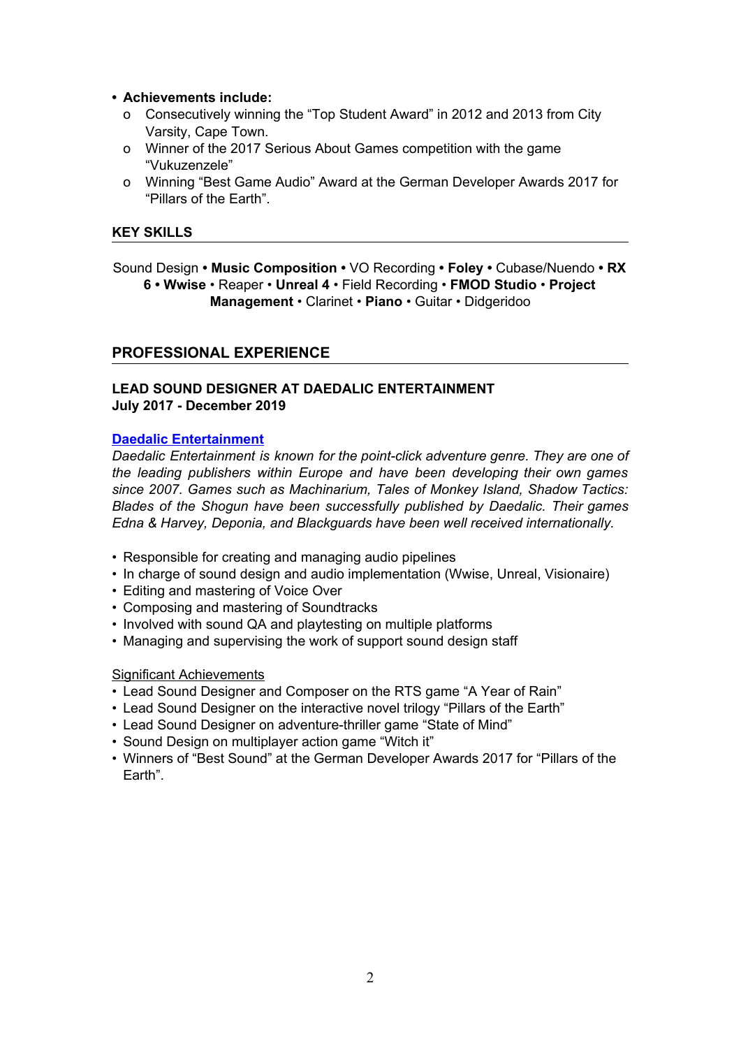- **Achievements include:**
  - Consecutively winning the "Top Student Award" in 2012 and 2013 from City Varsity, Cape Town.
  - Winner of the 2017 Serious About Games competition with the game "Vukuzenzele"
  - Winning "Best Game Audio" Award at the German Developer Awards 2017 for "Pillars of the Earth".

## KEY SKILLS

Sound Design **• Music Composition •** VO Recording **• Foley •** Cubase/Nuendo **• RX 6 • Wwise** • Reaper • **Unreal 4** • Field Recording • **FMOD Studio** • **Project Management** • Clarinet • **Piano** • Guitar • Didgeridoo

## PROFESSIONAL EXPERIENCE

### LEAD SOUND DESIGNER AT DAEDALIC ENTERTAINMENT
### July 2017 - December 2019

**Daedalic Entertainment**

*Daedalic Entertainment is known for the point-click adventure genre. They are one of the leading publishers within Europe and have been developing their own games since 2007. Games such as Machinarium, Tales of Monkey Island, Shadow Tactics: Blades of the Shogun have been successfully published by Daedalic. Their games Edna & Harvey, Deponia, and Blackguards have been well received internationally.*

- Responsible for creating and managing audio pipelines
- In charge of sound design and audio implementation (Wwise, Unreal, Visionaire)
- Editing and mastering of Voice Over
- Composing and mastering of Soundtracks
- Involved with sound QA and playtesting on multiple platforms
- Managing and supervising the work of support sound design staff

Significant Achievements
- Lead Sound Designer and Composer on the RTS game "A Year of Rain"
- Lead Sound Designer on the interactive novel trilogy "Pillars of the Earth"
- Lead Sound Designer on adventure-thriller game "State of Mind"
- Sound Design on multiplayer action game "Witch it"
- Winners of "Best Sound" at the German Developer Awards 2017 for "Pillars of the Earth".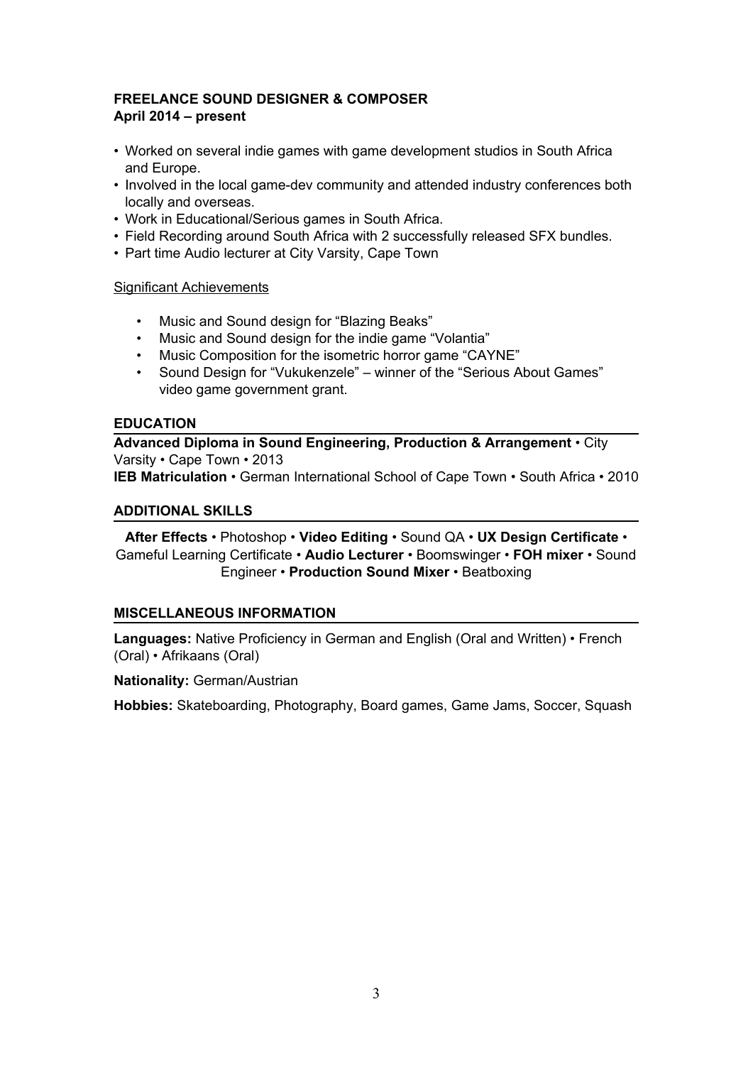**FREELANCE SOUND DESIGNER & COMPOSER**
**April 2014 – present**

- Worked on several indie games with game development studios in South Africa and Europe.
- Involved in the local game-dev community and attended industry conferences both locally and overseas.
- Work in Educational/Serious games in South Africa.
- Field Recording around South Africa with 2 successfully released SFX bundles.
- Part time Audio lecturer at City Varsity, Cape Town

<u>Significant Achievements</u>

- Music and Sound design for "Blazing Beaks"
- Music and Sound design for the indie game "Volantia"
- Music Composition for the isometric horror game "CAYNE"
- Sound Design for "Vukukenzele" – winner of the "Serious About Games" video game government grant.

## EDUCATION

**Advanced Diploma in Sound Engineering, Production & Arrangement** • City Varsity • Cape Town • 2013

**IEB Matriculation** • German International School of Cape Town • South Africa • 2010

## ADDITIONAL SKILLS

**After Effects** • Photoshop • **Video Editing** • Sound QA • **UX Design Certificate** • Gameful Learning Certificate • **Audio Lecturer** • Boomswinger • **FOH mixer** • Sound Engineer • **Production Sound Mixer** • Beatboxing

## MISCELLANEOUS INFORMATION

**Languages:** Native Proficiency in German and English (Oral and Written) • French (Oral) • Afrikaans (Oral)

**Nationality:** German/Austrian

**Hobbies:** Skateboarding, Photography, Board games, Game Jams, Soccer, Squash